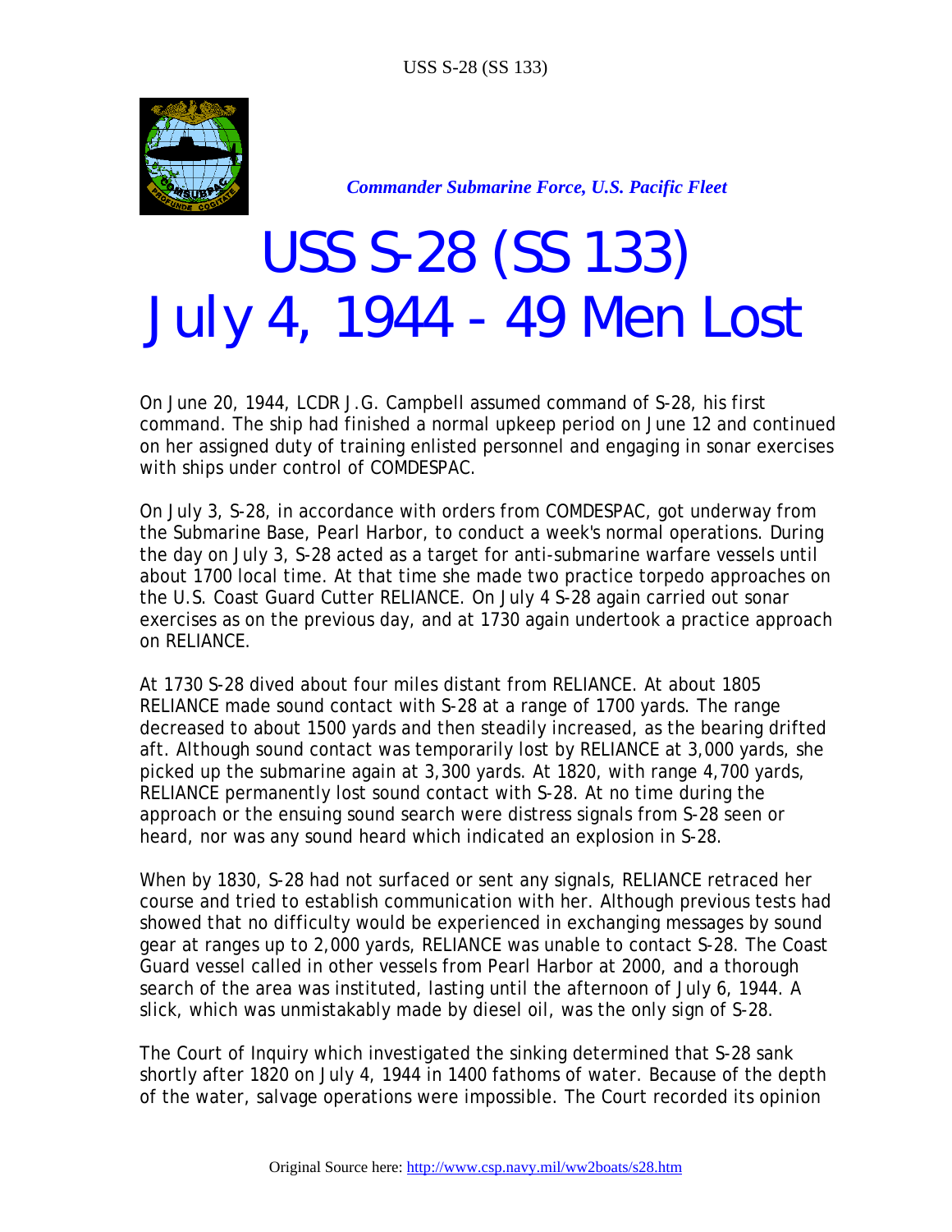*Commander Submarine Force, U.S. Pacific Fleet*

# USS S-28 (SS 133)
# July 4, 1944 - 49 Men Lost

On June 20, 1944, LCDR J.G. Campbell assumed command of S-28, his first command. The ship had finished a normal upkeep period on June 12 and continued on her assigned duty of training enlisted personnel and engaging in sonar exercises with ships under control of COMDESPAC.

On July 3, S-28, in accordance with orders from COMDESPAC, got underway from the Submarine Base, Pearl Harbor, to conduct a week's normal operations. During the day on July 3, S-28 acted as a target for anti-submarine warfare vessels until about 1700 local time. At that time she made two practice torpedo approaches on the U.S. Coast Guard Cutter RELIANCE. On July 4 S-28 again carried out sonar exercises as on the previous day, and at 1730 again undertook a practice approach on RELIANCE.

At 1730 S-28 dived about four miles distant from RELIANCE. At about 1805 RELIANCE made sound contact with S-28 at a range of 1700 yards. The range decreased to about 1500 yards and then steadily increased, as the bearing drifted aft. Although sound contact was temporarily lost by RELIANCE at 3,000 yards, she picked up the submarine again at 3,300 yards. At 1820, with range 4,700 yards, RELIANCE permanently lost sound contact with S-28. At no time during the approach or the ensuing sound search were distress signals from S-28 seen or heard, nor was any sound heard which indicated an explosion in S-28.

When by 1830, S-28 had not surfaced or sent any signals, RELIANCE retraced her course and tried to establish communication with her. Although previous tests had showed that no difficulty would be experienced in exchanging messages by sound gear at ranges up to 2,000 yards, RELIANCE was unable to contact S-28. The Coast Guard vessel called in other vessels from Pearl Harbor at 2000, and a thorough search of the area was instituted, lasting until the afternoon of July 6, 1944. A slick, which was unmistakably made by diesel oil, was the only sign of S-28.

The Court of Inquiry which investigated the sinking determined that S-28 sank shortly after 1820 on July 4, 1944 in 1400 fathoms of water. Because of the depth of the water, salvage operations were impossible. The Court recorded its opinion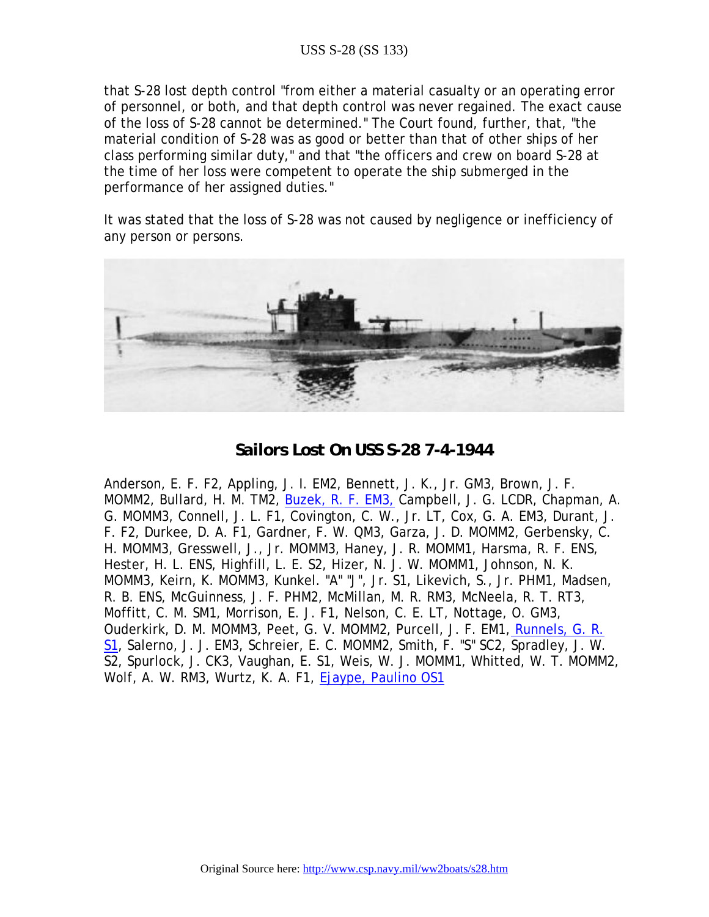that S-28 lost depth control "from either a material casualty or an operating error of personnel, or both, and that depth control was never regained. The exact cause of the loss of S-28 cannot be determined." The Court found, further, that, "the material condition of S-28 was as good or better than that of other ships of her class performing similar duty," and that "the officers and crew on board S-28 at the time of her loss were competent to operate the ship submerged in the performance of her assigned duties."

It was stated that the loss of S-28 was not caused by negligence or inefficiency of any person or persons.

## Sailors Lost On USS S-28 7-4-1944

Anderson, E. F. F2, Appling, J. I. EM2, Bennett, J. K., Jr. GM3, Brown, J. F. MOMM2, Bullard, H. M. TM2, Buzek, R. F. EM3, Campbell, J. G. LCDR, Chapman, A. G. MOMM3, Connell, J. L. F1, Covington, C. W., Jr. LT, Cox, G. A. EM3, Durant, J. F. F2, Durkee, D. A. F1, Gardner, F. W. QM3, Garza, J. D. MOMM2, Gerbensky, C. H. MOMM3, Gresswell, J., Jr. MOMM3, Haney, J. R. MOMM1, Harsma, R. F. ENS, Hester, H. L. ENS, Highfill, L. E. S2, Hizer, N. J. W. MOMM1, Johnson, N. K. MOMM3, Keirn, K. MOMM3, Kunkel. "A" "J", Jr. S1, Likevich, S., Jr. PHM1, Madsen, R. B. ENS, McGuinness, J. F. PHM2, McMillan, M. R. RM3, McNeela, R. T. RT3, Moffitt, C. M. SM1, Morrison, E. J. F1, Nelson, C. E. LT, Nottage, O. GM3, Ouderkirk, D. M. MOMM3, Peet, G. V. MOMM2, Purcell, J. F. EM1, Runnels, G. R. S1, Salerno, J. J. EM3, Schreier, E. C. MOMM2, Smith, F. "S" SC2, Spradley, J. W. S2, Spurlock, J. CK3, Vaughan, E. S1, Weis, W. J. MOMM1, Whitted, W. T. MOMM2, Wolf, A. W. RM3, Wurtz, K. A. F1, Ejaype, Paulino OS1

Original Source here: http://www.csp.navy.mil/ww2boats/s28.htm